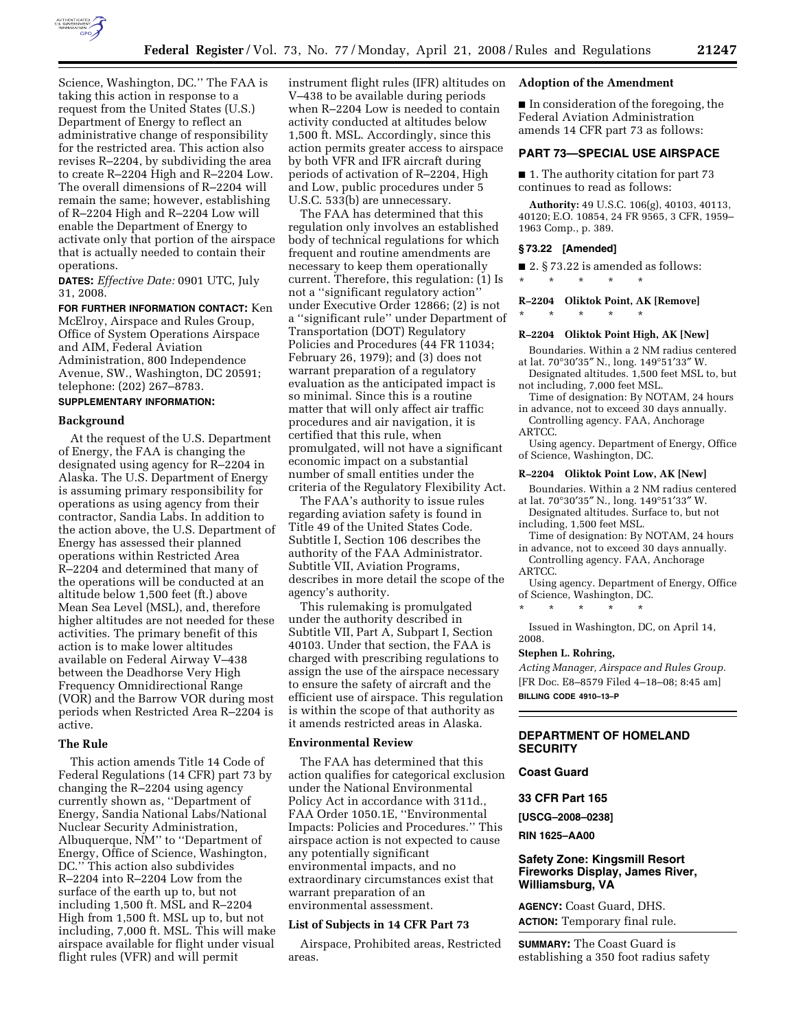Science, Washington, DC.'' The FAA is taking this action in response to a request from the United States (U.S.) Department of Energy to reflect an administrative change of responsibility for the restricted area. This action also revises R–2204, by subdividing the area to create R–2204 High and R–2204 Low. The overall dimensions of R–2204 will remain the same; however, establishing of R–2204 High and R–2204 Low will enable the Department of Energy to activate only that portion of the airspace that is actually needed to contain their operations.

**DATES:** *Effective Date:* 0901 UTC, July 31, 2008.

**FOR FURTHER INFORMATION CONTACT:** Ken McElroy, Airspace and Rules Group, Office of System Operations Airspace and AIM, Federal Aviation Administration, 800 Independence Avenue, SW., Washington, DC 20591; telephone: (202) 267–8783.

**SUPPLEMENTARY INFORMATION:**

## Background

At the request of the U.S. Department of Energy, the FAA is changing the designated using agency for R–2204 in Alaska. The U.S. Department of Energy is assuming primary responsibility for operations as using agency from their contractor, Sandia Labs. In addition to the action above, the U.S. Department of Energy has assessed their planned operations within Restricted Area R–2204 and determined that many of the operations will be conducted at an altitude below 1,500 feet (ft.) above Mean Sea Level (MSL), and, therefore higher altitudes are not needed for these activities. The primary benefit of this action is to make lower altitudes available on Federal Airway V–438 between the Deadhorse Very High Frequency Omnidirectional Range (VOR) and the Barrow VOR during most periods when Restricted Area R–2204 is active.

## The Rule

This action amends Title 14 Code of Federal Regulations (14 CFR) part 73 by changing the R–2204 using agency currently shown as, ''Department of Energy, Sandia National Labs/National Nuclear Security Administration, Albuquerque, NM'' to ''Department of Energy, Office of Science, Washington, DC.'' This action also subdivides R–2204 into R–2204 Low from the surface of the earth up to, but not including 1,500 ft. MSL and R–2204 High from 1,500 ft. MSL up to, but not including, 7,000 ft. MSL. This will make airspace available for flight under visual flight rules (VFR) and will permit instrument flight rules (IFR) altitudes on V–438 to be available during periods when R–2204 Low is needed to contain activity conducted at altitudes below 1,500 ft. MSL. Accordingly, since this action permits greater access to airspace by both VFR and IFR aircraft during periods of activation of R–2204, High and Low, public procedures under 5 U.S.C. 533(b) are unnecessary.

The FAA has determined that this regulation only involves an established body of technical regulations for which frequent and routine amendments are necessary to keep them operationally current. Therefore, this regulation: (1) Is not a ''significant regulatory action'' under Executive Order 12866; (2) is not a ''significant rule'' under Department of Transportation (DOT) Regulatory Policies and Procedures (44 FR 11034; February 26, 1979); and (3) does not warrant preparation of a regulatory evaluation as the anticipated impact is so minimal. Since this is a routine matter that will only affect air traffic procedures and air navigation, it is certified that this rule, when promulgated, will not have a significant economic impact on a substantial number of small entities under the criteria of the Regulatory Flexibility Act.

The FAA's authority to issue rules regarding aviation safety is found in Title 49 of the United States Code. Subtitle I, Section 106 describes the authority of the FAA Administrator. Subtitle VII, Aviation Programs, describes in more detail the scope of the agency's authority.

This rulemaking is promulgated under the authority described in Subtitle VII, Part A, Subpart I, Section 40103. Under that section, the FAA is charged with prescribing regulations to assign the use of the airspace necessary to ensure the safety of aircraft and the efficient use of airspace. This regulation is within the scope of that authority as it amends restricted areas in Alaska.

## Environmental Review

The FAA has determined that this action qualifies for categorical exclusion under the National Environmental Policy Act in accordance with 311d., FAA Order 1050.1E, ''Environmental Impacts: Policies and Procedures.'' This airspace action is not expected to cause any potentially significant environmental impacts, and no extraordinary circumstances exist that warrant preparation of an environmental assessment.

## List of Subjects in 14 CFR Part 73

Airspace, Prohibited areas, Restricted areas.

## Adoption of the Amendment

■ In consideration of the foregoing, the Federal Aviation Administration amends 14 CFR part 73 as follows:

## PART 73—SPECIAL USE AIRSPACE

■ 1. The authority citation for part 73 continues to read as follows:

**Authority:** 49 U.S.C. 106(g), 40103, 40113, 40120; E.O. 10854, 24 FR 9565, 3 CFR, 1959–1963 Comp., p. 389.

### § 73.22 [Amended]

■ 2. § 73.22 is amended as follows:

\* \* \* \* \*

**R–2204 Oliktok Point, AK [Remove]**

\* \* \* \* \*

**R–2204 Oliktok Point High, AK [New]**

Boundaries. Within a 2 NM radius centered at lat. 70°30′35″ N., long. 149°51′33″ W.

Designated altitudes. 1,500 feet MSL to, but not including, 7,000 feet MSL.

Time of designation: By NOTAM, 24 hours in advance, not to exceed 30 days annually.

Controlling agency. FAA, Anchorage ARTCC.

Using agency. Department of Energy, Office of Science, Washington, DC.

**R–2204 Oliktok Point Low, AK [New]**

Boundaries. Within a 2 NM radius centered at lat. 70°30′35″ N., long. 149°51′33″ W.

Designated altitudes. Surface to, but not including, 1,500 feet MSL.

Time of designation: By NOTAM, 24 hours in advance, not to exceed 30 days annually.

Controlling agency. FAA, Anchorage ARTCC.

Using agency. Department of Energy, Office of Science, Washington, DC.

\* \* \* \* \*

Issued in Washington, DC, on April 14, 2008.

**Stephen L. Rohring,**

*Acting Manager, Airspace and Rules Group.*

[FR Doc. E8–8579 Filed 4–18–08; 8:45 am]

**BILLING CODE 4910–13–P**

---

## DEPARTMENT OF HOMELAND SECURITY

### Coast Guard

### 33 CFR Part 165

**[USCG–2008–0238]**

**RIN 1625–AA00**

## Safety Zone: Kingsmill Resort Fireworks Display, James River, Williamsburg, VA

**AGENCY:** Coast Guard, DHS.

**ACTION:** Temporary final rule.

**SUMMARY:** The Coast Guard is establishing a 350 foot radius safety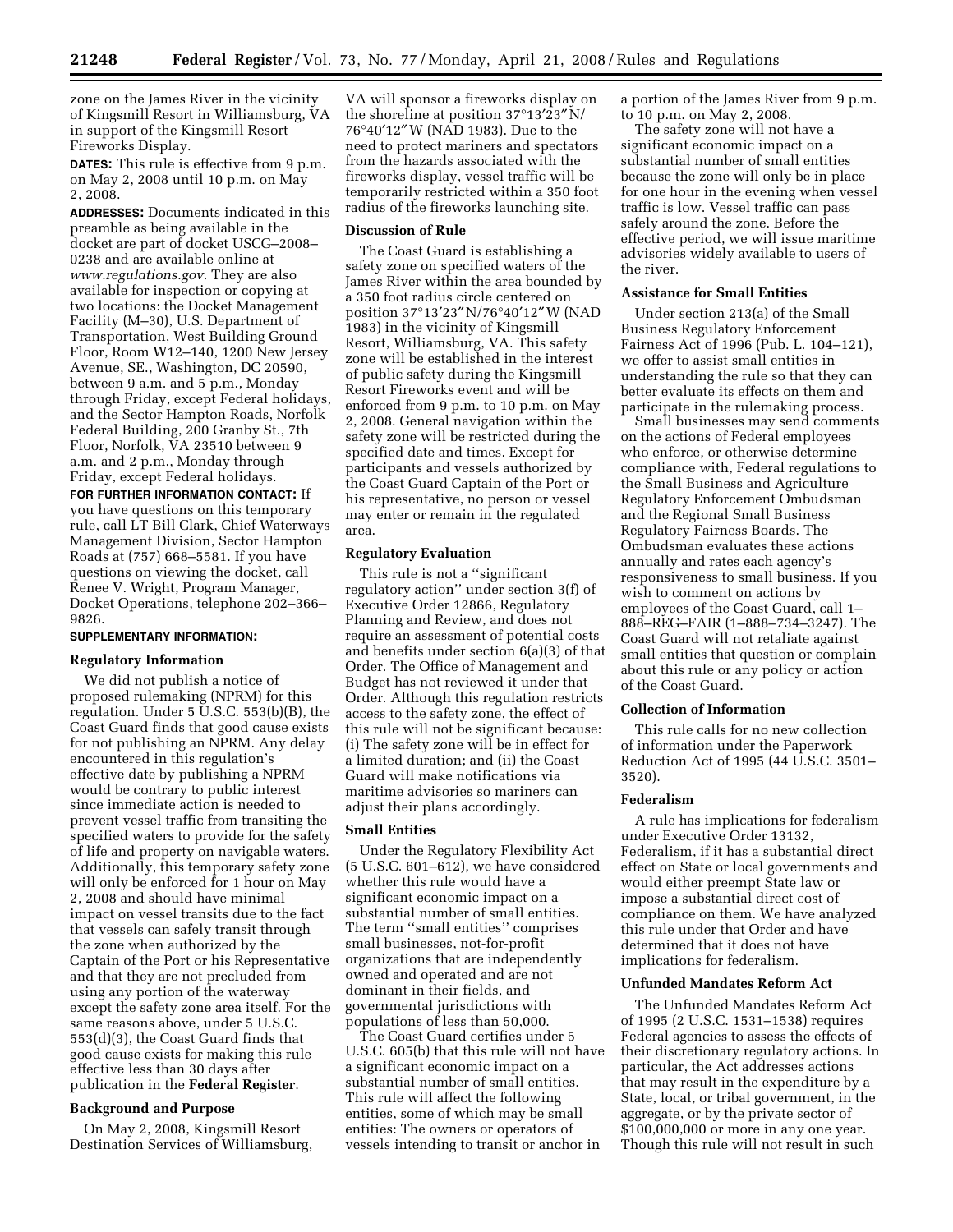zone on the James River in the vicinity of Kingsmill Resort in Williamsburg, VA in support of the Kingsmill Resort Fireworks Display.

**DATES:** This rule is effective from 9 p.m. on May 2, 2008 until 10 p.m. on May 2, 2008.

**ADDRESSES:** Documents indicated in this preamble as being available in the docket are part of docket USCG–2008–0238 and are available online at *www.regulations.gov*. They are also available for inspection or copying at two locations: the Docket Management Facility (M–30), U.S. Department of Transportation, West Building Ground Floor, Room W12–140, 1200 New Jersey Avenue, SE., Washington, DC 20590, between 9 a.m. and 5 p.m., Monday through Friday, except Federal holidays, and the Sector Hampton Roads, Norfolk Federal Building, 200 Granby St., 7th Floor, Norfolk, VA 23510 between 9 a.m. and 2 p.m., Monday through Friday, except Federal holidays.

**FOR FURTHER INFORMATION CONTACT:** If you have questions on this temporary rule, call LT Bill Clark, Chief Waterways Management Division, Sector Hampton Roads at (757) 668–5581. If you have questions on viewing the docket, call Renee V. Wright, Program Manager, Docket Operations, telephone 202–366–9826.

**SUPPLEMENTARY INFORMATION:**

### Regulatory Information

We did not publish a notice of proposed rulemaking (NPRM) for this regulation. Under 5 U.S.C. 553(b)(B), the Coast Guard finds that good cause exists for not publishing an NPRM. Any delay encountered in this regulation's effective date by publishing a NPRM would be contrary to public interest since immediate action is needed to prevent vessel traffic from transiting the specified waters to provide for the safety of life and property on navigable waters. Additionally, this temporary safety zone will only be enforced for 1 hour on May 2, 2008 and should have minimal impact on vessel transits due to the fact that vessels can safely transit through the zone when authorized by the Captain of the Port or his Representative and that they are not precluded from using any portion of the waterway except the safety zone area itself. For the same reasons above, under 5 U.S.C. 553(d)(3), the Coast Guard finds that good cause exists for making this rule effective less than 30 days after publication in the **Federal Register**.

### Background and Purpose

On May 2, 2008, Kingsmill Resort Destination Services of Williamsburg, VA will sponsor a fireworks display on the shoreline at position 37°13′23″ N/76°40′12″ W (NAD 1983). Due to the need to protect mariners and spectators from the hazards associated with the fireworks display, vessel traffic will be temporarily restricted within a 350 foot radius of the fireworks launching site.

### Discussion of Rule

The Coast Guard is establishing a safety zone on specified waters of the James River within the area bounded by a 350 foot radius circle centered on position 37°13′23″ N/76°40′12″ W (NAD 1983) in the vicinity of Kingsmill Resort, Williamsburg, VA. This safety zone will be established in the interest of public safety during the Kingsmill Resort Fireworks event and will be enforced from 9 p.m. to 10 p.m. on May 2, 2008. General navigation within the safety zone will be restricted during the specified date and times. Except for participants and vessels authorized by the Coast Guard Captain of the Port or his representative, no person or vessel may enter or remain in the regulated area.

### Regulatory Evaluation

This rule is not a ''significant regulatory action'' under section 3(f) of Executive Order 12866, Regulatory Planning and Review, and does not require an assessment of potential costs and benefits under section 6(a)(3) of that Order. The Office of Management and Budget has not reviewed it under that Order. Although this regulation restricts access to the safety zone, the effect of this rule will not be significant because: (i) The safety zone will be in effect for a limited duration; and (ii) the Coast Guard will make notifications via maritime advisories so mariners can adjust their plans accordingly.

### Small Entities

Under the Regulatory Flexibility Act (5 U.S.C. 601–612), we have considered whether this rule would have a significant economic impact on a substantial number of small entities. The term ''small entities'' comprises small businesses, not-for-profit organizations that are independently owned and operated and are not dominant in their fields, and governmental jurisdictions with populations of less than 50,000.

The Coast Guard certifies under 5 U.S.C. 605(b) that this rule will not have a significant economic impact on a substantial number of small entities. This rule will affect the following entities, some of which may be small entities: The owners or operators of vessels intending to transit or anchor in a portion of the James River from 9 p.m. to 10 p.m. on May 2, 2008.

The safety zone will not have a significant economic impact on a substantial number of small entities because the zone will only be in place for one hour in the evening when vessel traffic is low. Vessel traffic can pass safely around the zone. Before the effective period, we will issue maritime advisories widely available to users of the river.

### Assistance for Small Entities

Under section 213(a) of the Small Business Regulatory Enforcement Fairness Act of 1996 (Pub. L. 104–121), we offer to assist small entities in understanding the rule so that they can better evaluate its effects on them and participate in the rulemaking process.

Small businesses may send comments on the actions of Federal employees who enforce, or otherwise determine compliance with, Federal regulations to the Small Business and Agriculture Regulatory Enforcement Ombudsman and the Regional Small Business Regulatory Fairness Boards. The Ombudsman evaluates these actions annually and rates each agency's responsiveness to small business. If you wish to comment on actions by employees of the Coast Guard, call 1–888–REG–FAIR (1–888–734–3247). The Coast Guard will not retaliate against small entities that question or complain about this rule or any policy or action of the Coast Guard.

### Collection of Information

This rule calls for no new collection of information under the Paperwork Reduction Act of 1995 (44 U.S.C. 3501–3520).

### Federalism

A rule has implications for federalism under Executive Order 13132, Federalism, if it has a substantial direct effect on State or local governments and would either preempt State law or impose a substantial direct cost of compliance on them. We have analyzed this rule under that Order and have determined that it does not have implications for federalism.

### Unfunded Mandates Reform Act

The Unfunded Mandates Reform Act of 1995 (2 U.S.C. 1531–1538) requires Federal agencies to assess the effects of their discretionary regulatory actions. In particular, the Act addresses actions that may result in the expenditure by a State, local, or tribal government, in the aggregate, or by the private sector of $100,000,000 or more in any one year. Though this rule will not result in such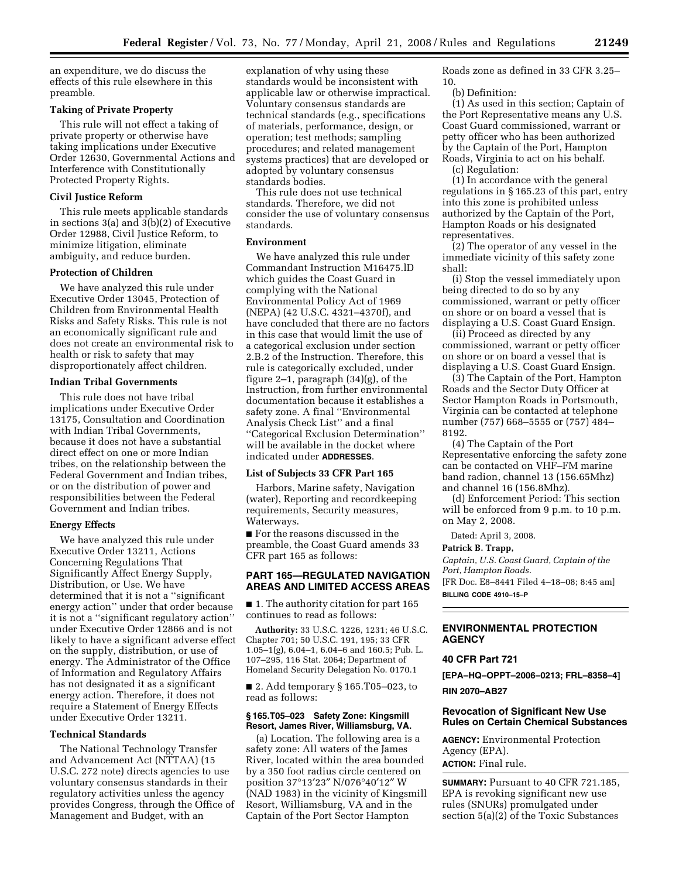an expenditure, we do discuss the effects of this rule elsewhere in this preamble.

### Taking of Private Property

This rule will not effect a taking of private property or otherwise have taking implications under Executive Order 12630, Governmental Actions and Interference with Constitutionally Protected Property Rights.

### Civil Justice Reform

This rule meets applicable standards in sections 3(a) and 3(b)(2) of Executive Order 12988, Civil Justice Reform, to minimize litigation, eliminate ambiguity, and reduce burden.

### Protection of Children

We have analyzed this rule under Executive Order 13045, Protection of Children from Environmental Health Risks and Safety Risks. This rule is not an economically significant rule and does not create an environmental risk to health or risk to safety that may disproportionately affect children.

### Indian Tribal Governments

This rule does not have tribal implications under Executive Order 13175, Consultation and Coordination with Indian Tribal Governments, because it does not have a substantial direct effect on one or more Indian tribes, on the relationship between the Federal Government and Indian tribes, or on the distribution of power and responsibilities between the Federal Government and Indian tribes.

### Energy Effects

We have analyzed this rule under Executive Order 13211, Actions Concerning Regulations That Significantly Affect Energy Supply, Distribution, or Use. We have determined that it is not a ''significant energy action'' under that order because it is not a ''significant regulatory action'' under Executive Order 12866 and is not likely to have a significant adverse effect on the supply, distribution, or use of energy. The Administrator of the Office of Information and Regulatory Affairs has not designated it as a significant energy action. Therefore, it does not require a Statement of Energy Effects under Executive Order 13211.

### Technical Standards

The National Technology Transfer and Advancement Act (NTTAA) (15 U.S.C. 272 note) directs agencies to use voluntary consensus standards in their regulatory activities unless the agency provides Congress, through the Office of Management and Budget, with an explanation of why using these standards would be inconsistent with applicable law or otherwise impractical. Voluntary consensus standards are technical standards (e.g., specifications of materials, performance, design, or operation; test methods; sampling procedures; and related management systems practices) that are developed or adopted by voluntary consensus standards bodies.

This rule does not use technical standards. Therefore, we did not consider the use of voluntary consensus standards.

### Environment

We have analyzed this rule under Commandant Instruction M16475.lD which guides the Coast Guard in complying with the National Environmental Policy Act of 1969 (NEPA) (42 U.S.C. 4321–4370f), and have concluded that there are no factors in this case that would limit the use of a categorical exclusion under section 2.B.2 of the Instruction. Therefore, this rule is categorically excluded, under figure 2–1, paragraph (34)(g), of the Instruction, from further environmental documentation because it establishes a safety zone. A final ''Environmental Analysis Check List'' and a final ''Categorical Exclusion Determination'' will be available in the docket where indicated under **ADDRESSES**.

### List of Subjects 33 CFR Part 165

Harbors, Marine safety, Navigation (water), Reporting and recordkeeping requirements, Security measures, Waterways.

■ For the reasons discussed in the preamble, the Coast Guard amends 33 CFR part 165 as follows:

## PART 165—REGULATED NAVIGATION AREAS AND LIMITED ACCESS AREAS

■ 1. The authority citation for part 165 continues to read as follows:

**Authority:** 33 U.S.C. 1226, 1231; 46 U.S.C. Chapter 701; 50 U.S.C. 191, 195; 33 CFR 1.05–1(g), 6.04–1, 6.04–6 and 160.5; Pub. L. 107–295, 116 Stat. 2064; Department of Homeland Security Delegation No. 0170.1

■ 2. Add temporary § 165.T05–023, to read as follows:

#### § 165.T05–023 Safety Zone: Kingsmill Resort, James River, Williamsburg, VA.

(a) Location. The following area is a safety zone: All waters of the James River, located within the area bounded by a 350 foot radius circle centered on position 37°13′23″ N/076°40′12″ W (NAD 1983) in the vicinity of Kingsmill Resort, Williamsburg, VA and in the Captain of the Port Sector Hampton Roads zone as defined in 33 CFR 3.25–10.

(b) Definition:

(1) As used in this section; Captain of the Port Representative means any U.S. Coast Guard commissioned, warrant or petty officer who has been authorized by the Captain of the Port, Hampton Roads, Virginia to act on his behalf.

(c) Regulation:

(1) In accordance with the general regulations in § 165.23 of this part, entry into this zone is prohibited unless authorized by the Captain of the Port, Hampton Roads or his designated representatives.

(2) The operator of any vessel in the immediate vicinity of this safety zone shall:

(i) Stop the vessel immediately upon being directed to do so by any commissioned, warrant or petty officer on shore or on board a vessel that is displaying a U.S. Coast Guard Ensign.

(ii) Proceed as directed by any commissioned, warrant or petty officer on shore or on board a vessel that is displaying a U.S. Coast Guard Ensign.

(3) The Captain of the Port, Hampton Roads and the Sector Duty Officer at Sector Hampton Roads in Portsmouth, Virginia can be contacted at telephone number (757) 668–5555 or (757) 484–8192.

(4) The Captain of the Port Representative enforcing the safety zone can be contacted on VHF–FM marine band radion, channel 13 (156.65Mhz) and channel 16 (156.8Mhz).

(d) Enforcement Period: This section will be enforced from 9 p.m. to 10 p.m. on May 2, 2008.

Dated: April 3, 2008.

**Patrick B. Trapp,**

*Captain, U.S. Coast Guard, Captain of the Port, Hampton Roads.*

[FR Doc. E8–8441 Filed 4–18–08; 8:45 am]

**BILLING CODE 4910–15–P**

---

## ENVIRONMENTAL PROTECTION AGENCY

### 40 CFR Part 721

**[EPA–HQ–OPPT–2006–0213; FRL–8358–4]**

**RIN 2070–AB27**

### Revocation of Significant New Use Rules on Certain Chemical Substances

**AGENCY:** Environmental Protection Agency (EPA).

**ACTION:** Final rule.

**SUMMARY:** Pursuant to 40 CFR 721.185, EPA is revoking significant new use rules (SNURs) promulgated under section 5(a)(2) of the Toxic Substances